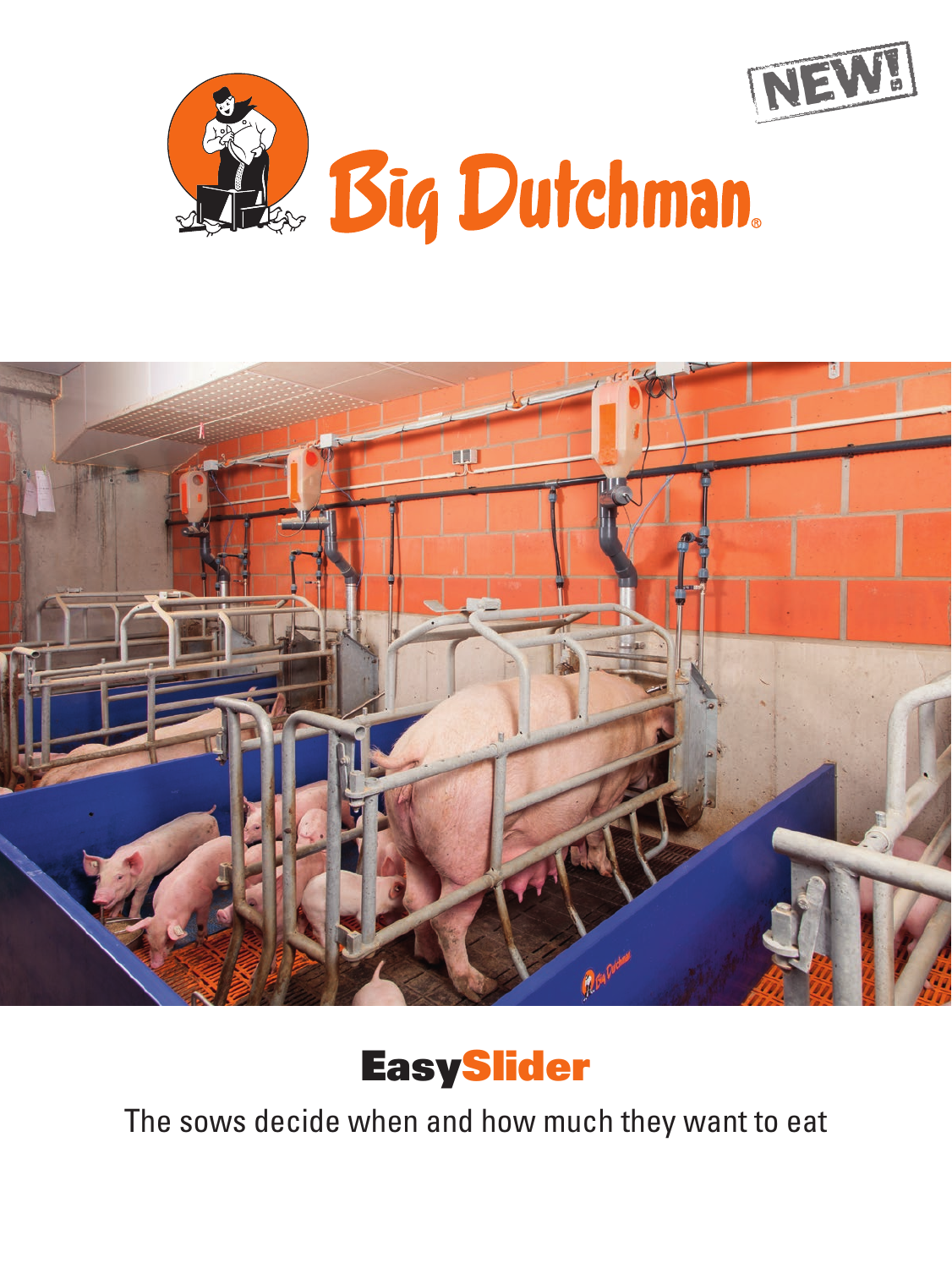NEW!

Big Dutchman

# EasySlider

The sows decide when and how much they want to eat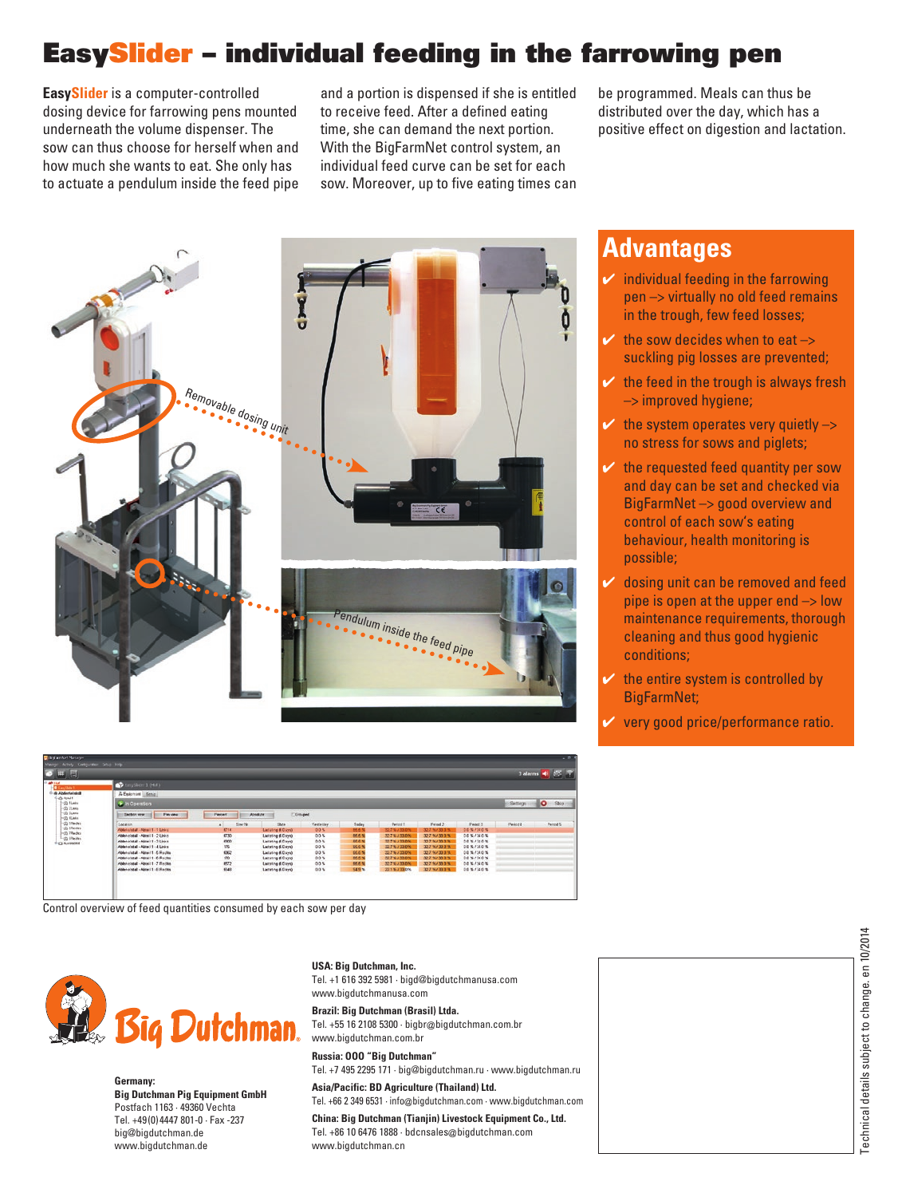# EasySlider – individual feeding in the farrowing pen

**EasySlider** is a computer-controlled dosing device for farrowing pens mounted underneath the volume dispenser. The sow can thus choose for herself when and how much she wants to eat. She only has to actuate a pendulum inside the feed pipe and a portion is dispensed if she is entitled to receive feed. After a defined eating time, she can demand the next portion. With the BigFarmNet control system, an individual feed curve can be set for each sow. Moreover, up to five eating times can be programmed. Meals can thus be distributed over the day, which has a positive effect on digestion and lactation.

Removable dosing unit

Pendulum inside the feed pipe

## Advantages

- individual feeding in the farrowing pen –> virtually no old feed remains in the trough, few feed losses;
- the sow decides when to eat –> suckling pig losses are prevented;
- the feed in the trough is always fresh –> improved hygiene;
- the system operates very quietly –> no stress for sows and piglets;
- the requested feed quantity per sow and day can be set and checked via BigFarmNet –> good overview and control of each sow's eating behaviour, health monitoring is possible;
- dosing unit can be removed and feed pipe is open at the upper end –> low maintenance requirements, thorough cleaning and thus good hygienic conditions;
- the entire system is controlled by BigFarmNet;
- very good price/performance ratio.

Control overview of feed quantities consumed by each sow per day

**Germany:**
**Big Dutchman Pig Equipment GmbH**
Postfach 1163 · 49360 Vechta
Tel. +49(0)4447 801-0 · Fax -237
big@bigdutchman.de
www.bigdutchman.de

**USA: Big Dutchman, Inc.**
Tel. +1 616 392 5981 · bigd@bigdutchmanusa.com
www.bigdutchmanusa.com

**Brazil: Big Dutchman (Brasil) Ltda.**
Tel. +55 16 2108 5300 · bigbr@bigdutchman.com.br
www.bigdutchman.com.br

**Russia: OOO "Big Dutchman"**
Tel. +7 495 2295 171 · big@bigdutchman.ru · www.bigdutchman.ru

**Asia/Pacific: BD Agriculture (Thailand) Ltd.**
Tel. +66 2 349 6531 · info@bigdutchman.com · www.bigdutchman.com

**China: Big Dutchman (Tianjin) Livestock Equipment Co., Ltd.**
Tel. +86 10 6476 1888 · bdcnsales@bigdutchman.com
www.bigdutchman.cn

Technical details subject to change. en 10/2014